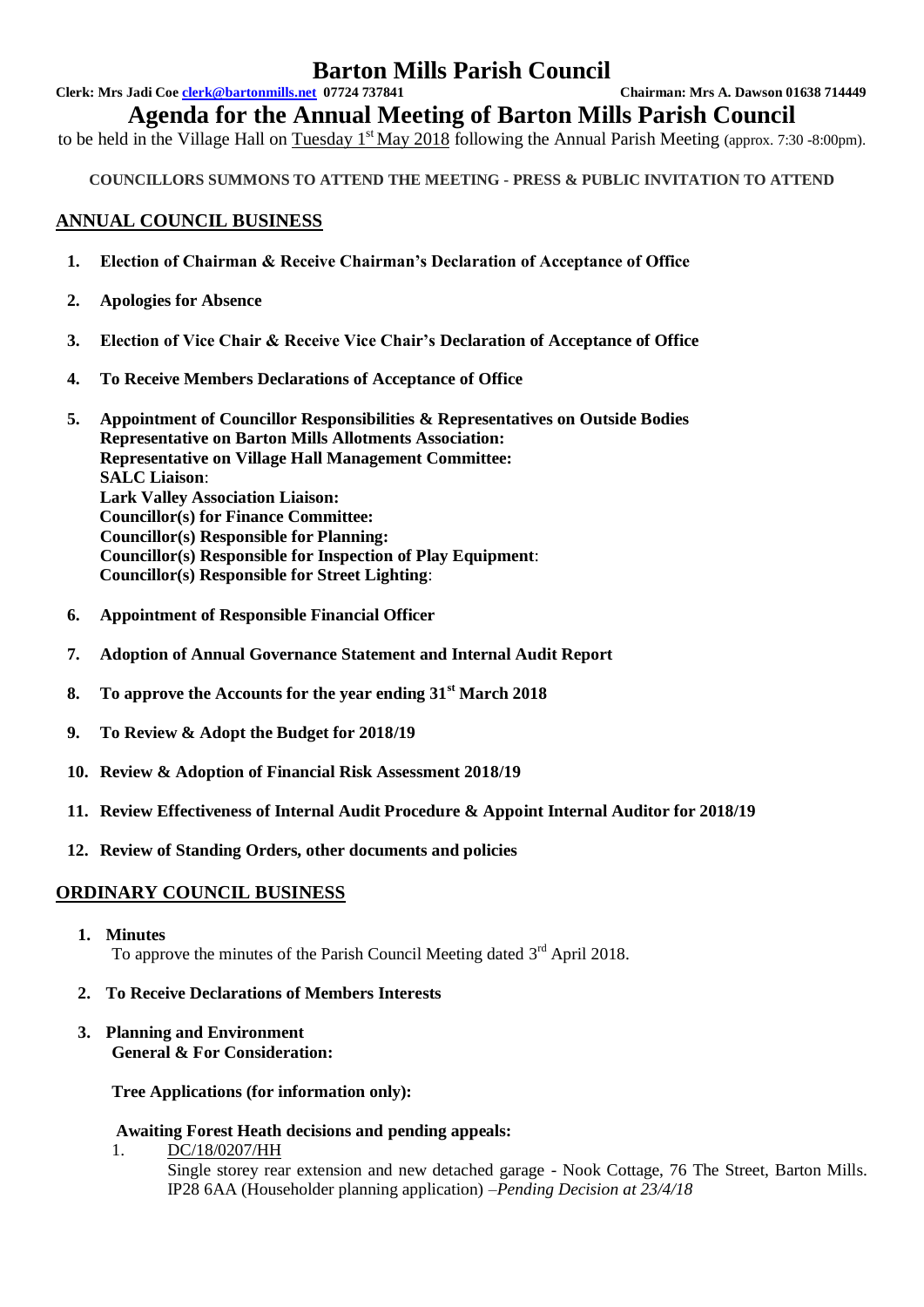# Barton Mills Parish Council

**Clerk: Mrs Jadi Coe clerk@bartonmills.net 07724 737841** **Chairman: Mrs A. Dawson 01638 714449**

## Agenda for the Annual Meeting of Barton Mills Parish Council

to be held in the Village Hall on Tuesday 1st May 2018 following the Annual Parish Meeting (approx. 7:30 -8:00pm).

**COUNCILLORS SUMMONS TO ATTEND THE MEETING - PRESS & PUBLIC INVITATION TO ATTEND**

### ANNUAL COUNCIL BUSINESS

1. **Election of Chairman & Receive Chairman's Declaration of Acceptance of Office**
2. **Apologies for Absence**
3. **Election of Vice Chair & Receive Vice Chair's Declaration of Acceptance of Office**
4. **To Receive Members Declarations of Acceptance of Office**
5. **Appointment of Councillor Responsibilities & Representatives on Outside Bodies**
   **Representative on Barton Mills Allotments Association:**
   **Representative on Village Hall Management Committee:**
   **SALC Liaison**:
   **Lark Valley Association Liaison:**
   **Councillor(s) for Finance Committee:**
   **Councillor(s) Responsible for Planning:**
   **Councillor(s) Responsible for Inspection of Play Equipment**:
   **Councillor(s) Responsible for Street Lighting**:
6. **Appointment of Responsible Financial Officer**
7. **Adoption of Annual Governance Statement and Internal Audit Report**
8. **To approve the Accounts for the year ending 31st March 2018**
9. **To Review & Adopt the Budget for 2018/19**
10. **Review & Adoption of Financial Risk Assessment 2018/19**
11. **Review Effectiveness of Internal Audit Procedure & Appoint Internal Auditor for 2018/19**
12. **Review of Standing Orders, other documents and policies**

### ORDINARY COUNCIL BUSINESS

1. **Minutes**
   To approve the minutes of the Parish Council Meeting dated 3rd April 2018.
2. **To Receive Declarations of Members Interests**
3. **Planning and Environment**
   **General & For Consideration:**

   **Tree Applications (for information only):**

   **Awaiting Forest Heath decisions and pending appeals:**
   1. DC/18/0207/HH
      Single storey rear extension and new detached garage - Nook Cottage, 76 The Street, Barton Mills. IP28 6AA (Householder planning application) –*Pending Decision at 23/4/18*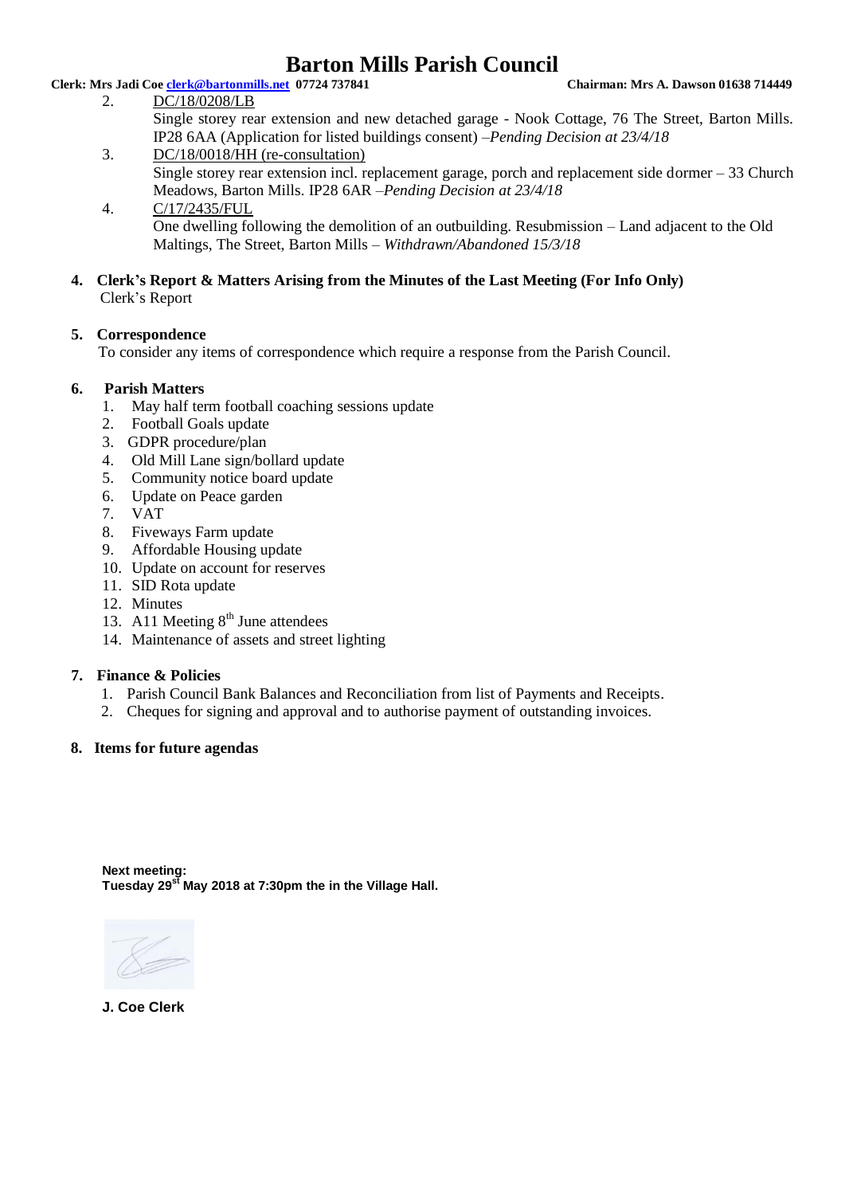# Barton Mills Parish Council

**Clerk: Mrs Jadi Coe clerk@bartonmills.net 07724 737841** **Chairman: Mrs A. Dawson 01638 714449**

2. DC/18/0208/LB
   Single storey rear extension and new detached garage - Nook Cottage, 76 The Street, Barton Mills. IP28 6AA (Application for listed buildings consent) –*Pending Decision at 23/4/18*
3. DC/18/0018/HH (re-consultation)
   Single storey rear extension incl. replacement garage, porch and replacement side dormer – 33 Church Meadows, Barton Mills. IP28 6AR –*Pending Decision at 23/4/18*
4. C/17/2435/FUL
   One dwelling following the demolition of an outbuilding. Resubmission – Land adjacent to the Old Maltings, The Street, Barton Mills – *Withdrawn/Abandoned 15/3/18*

**4. Clerk's Report & Matters Arising from the Minutes of the Last Meeting (For Info Only)**

Clerk's Report

**5. Correspondence**

To consider any items of correspondence which require a response from the Parish Council.

**6. Parish Matters**

1. May half term football coaching sessions update
2. Football Goals update
3. GDPR procedure/plan
4. Old Mill Lane sign/bollard update
5. Community notice board update
6. Update on Peace garden
7. VAT
8. Fiveways Farm update
9. Affordable Housing update
10. Update on account for reserves
11. SID Rota update
12. Minutes
13. A11 Meeting 8th June attendees
14. Maintenance of assets and street lighting

**7. Finance & Policies**

1. Parish Council Bank Balances and Reconciliation from list of Payments and Receipts.
2. Cheques for signing and approval and to authorise payment of outstanding invoices.

**8. Items for future agendas**

**Next meeting:**
**Tuesday 29st May 2018 at 7:30pm the in the Village Hall.**

**J. Coe Clerk**